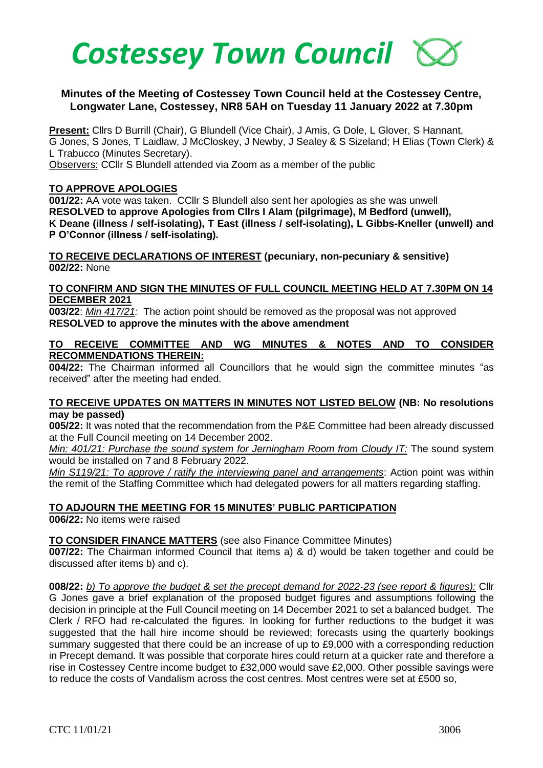# Costessey Town Council

## Minutes of the Meeting of Costessey Town Council held at the Costessey Centre, Longwater Lane, Costessey, NR8 5AH on Tuesday 11 January 2022 at 7.30pm

**Present:** Cllrs D Burrill (Chair), G Blundell (Vice Chair), J Amis, G Dole, L Glover, S Hannant, G Jones, S Jones, T Laidlaw, J McCloskey, J Newby, J Sealey & S Sizeland; H Elias (Town Clerk) & L Trabucco (Minutes Secretary).
Observers: CCllr S Blundell attended via Zoom as a member of the public

**TO APPROVE APOLOGIES**

**001/22:** AA vote was taken. CCllr S Blundell also sent her apologies as she was unwell
**RESOLVED to approve Apologies from Cllrs I Alam (pilgrimage), M Bedford (unwell), K Deane (illness / self-isolating), T East (illness / self-isolating), L Gibbs-Kneller (unwell) and P O'Connor (illness / self-isolating).**

**TO RECEIVE DECLARATIONS OF INTEREST (pecuniary, non-pecuniary & sensitive)**
**002/22:** None

**TO CONFIRM AND SIGN THE MINUTES OF FULL COUNCIL MEETING HELD AT 7.30PM ON 14 DECEMBER 2021**

**003/22**: *Min 417/21:* The action point should be removed as the proposal was not approved
**RESOLVED to approve the minutes with the above amendment**

**TO RECEIVE COMMITTEE AND WG MINUTES & NOTES AND TO CONSIDER RECOMMENDATIONS THEREIN:**

**004/22:** The Chairman informed all Councillors that he would sign the committee minutes "as received" after the meeting had ended.

**TO RECEIVE UPDATES ON MATTERS IN MINUTES NOT LISTED BELOW (NB: No resolutions may be passed)**

**005/22:** It was noted that the recommendation from the P&E Committee had been already discussed at the Full Council meeting on 14 December 2002.
*Min: 401/21: Purchase the sound system for Jerningham Room from Cloudy IT:* The sound system would be installed on 7 and 8 February 2022.
*Min S119/21: To approve / ratify the interviewing panel and arrangements*: Action point was within the remit of the Staffing Committee which had delegated powers for all matters regarding staffing.

**TO ADJOURN THE MEETING FOR 15 MINUTES' PUBLIC PARTICIPATION**

**006/22:** No items were raised

**TO CONSIDER FINANCE MATTERS** (see also Finance Committee Minutes)

**007/22:** The Chairman informed Council that items a) & d) would be taken together and could be discussed after items b) and c).

**008/22:** *b) To approve the budget & set the precept demand for 2022-23 (see report & figures):* Cllr G Jones gave a brief explanation of the proposed budget figures and assumptions following the decision in principle at the Full Council meeting on 14 December 2021 to set a balanced budget. The Clerk / RFO had re-calculated the figures. In looking for further reductions to the budget it was suggested that the hall hire income should be reviewed; forecasts using the quarterly bookings summary suggested that there could be an increase of up to £9,000 with a corresponding reduction in Precept demand. It was possible that corporate hires could return at a quicker rate and therefore a rise in Costessey Centre income budget to £32,000 would save £2,000. Other possible savings were to reduce the costs of Vandalism across the cost centres. Most centres were set at £500 so,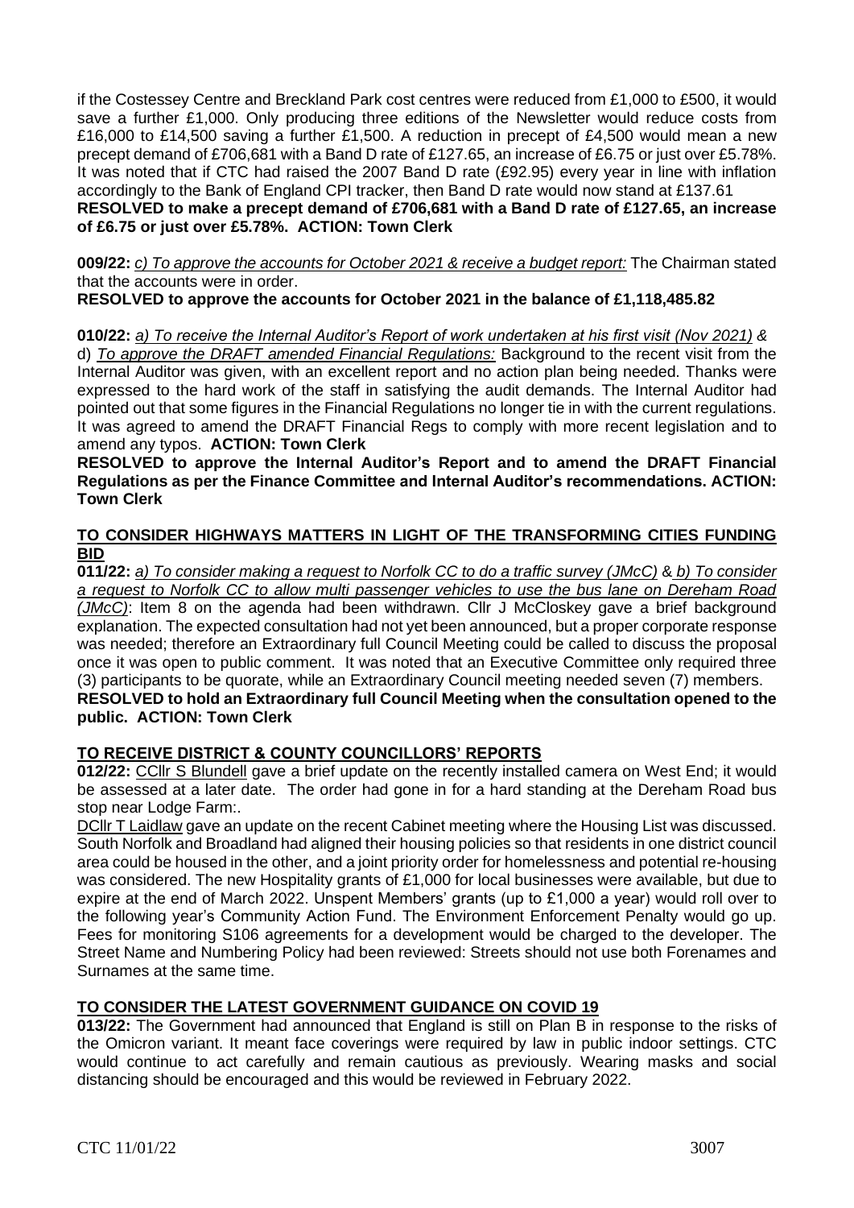if the Costessey Centre and Breckland Park cost centres were reduced from £1,000 to £500, it would save a further £1,000. Only producing three editions of the Newsletter would reduce costs from £16,000 to £14,500 saving a further £1,500. A reduction in precept of £4,500 would mean a new precept demand of £706,681 with a Band D rate of £127.65, an increase of £6.75 or just over £5.78%. It was noted that if CTC had raised the 2007 Band D rate (£92.95) every year in line with inflation accordingly to the Bank of England CPI tracker, then Band D rate would now stand at £137.61

**RESOLVED to make a precept demand of £706,681 with a Band D rate of £127.65, an increase of £6.75 or just over £5.78%. ACTION: Town Clerk**

**009/22:** *c) To approve the accounts for October 2021 & receive a budget report:* The Chairman stated that the accounts were in order.

**RESOLVED to approve the accounts for October 2021 in the balance of £1,118,485.82**

**010/22:** *a) To receive the Internal Auditor's Report of work undertaken at his first visit (Nov 2021) &* d) *To approve the DRAFT amended Financial Regulations:* Background to the recent visit from the Internal Auditor was given, with an excellent report and no action plan being needed. Thanks were expressed to the hard work of the staff in satisfying the audit demands. The Internal Auditor had pointed out that some figures in the Financial Regulations no longer tie in with the current regulations. It was agreed to amend the DRAFT Financial Regs to comply with more recent legislation and to amend any typos. **ACTION: Town Clerk**

**RESOLVED to approve the Internal Auditor's Report and to amend the DRAFT Financial Regulations as per the Finance Committee and Internal Auditor's recommendations. ACTION: Town Clerk**

## TO CONSIDER HIGHWAYS MATTERS IN LIGHT OF THE TRANSFORMING CITIES FUNDING BID

**011/22:** *a) To consider making a request to Norfolk CC to do a traffic survey (JMcC) & b) To consider a request to Norfolk CC to allow multi passenger vehicles to use the bus lane on Dereham Road (JMcC)*: Item 8 on the agenda had been withdrawn. Cllr J McCloskey gave a brief background explanation. The expected consultation had not yet been announced, but a proper corporate response was needed; therefore an Extraordinary full Council Meeting could be called to discuss the proposal once it was open to public comment. It was noted that an Executive Committee only required three (3) participants to be quorate, while an Extraordinary Council meeting needed seven (7) members.

**RESOLVED to hold an Extraordinary full Council Meeting when the consultation opened to the public. ACTION: Town Clerk**

## TO RECEIVE DISTRICT & COUNTY COUNCILLORS' REPORTS

**012/22:** CCllr S Blundell gave a brief update on the recently installed camera on West End; it would be assessed at a later date. The order had gone in for a hard standing at the Dereham Road bus stop near Lodge Farm:.

DCllr T Laidlaw gave an update on the recent Cabinet meeting where the Housing List was discussed. South Norfolk and Broadland had aligned their housing policies so that residents in one district council area could be housed in the other, and a joint priority order for homelessness and potential re-housing was considered. The new Hospitality grants of £1,000 for local businesses were available, but due to expire at the end of March 2022. Unspent Members' grants (up to £1,000 a year) would roll over to the following year's Community Action Fund. The Environment Enforcement Penalty would go up. Fees for monitoring S106 agreements for a development would be charged to the developer. The Street Name and Numbering Policy had been reviewed: Streets should not use both Forenames and Surnames at the same time.

## TO CONSIDER THE LATEST GOVERNMENT GUIDANCE ON COVID 19

**013/22:** The Government had announced that England is still on Plan B in response to the risks of the Omicron variant. It meant face coverings were required by law in public indoor settings. CTC would continue to act carefully and remain cautious as previously. Wearing masks and social distancing should be encouraged and this would be reviewed in February 2022.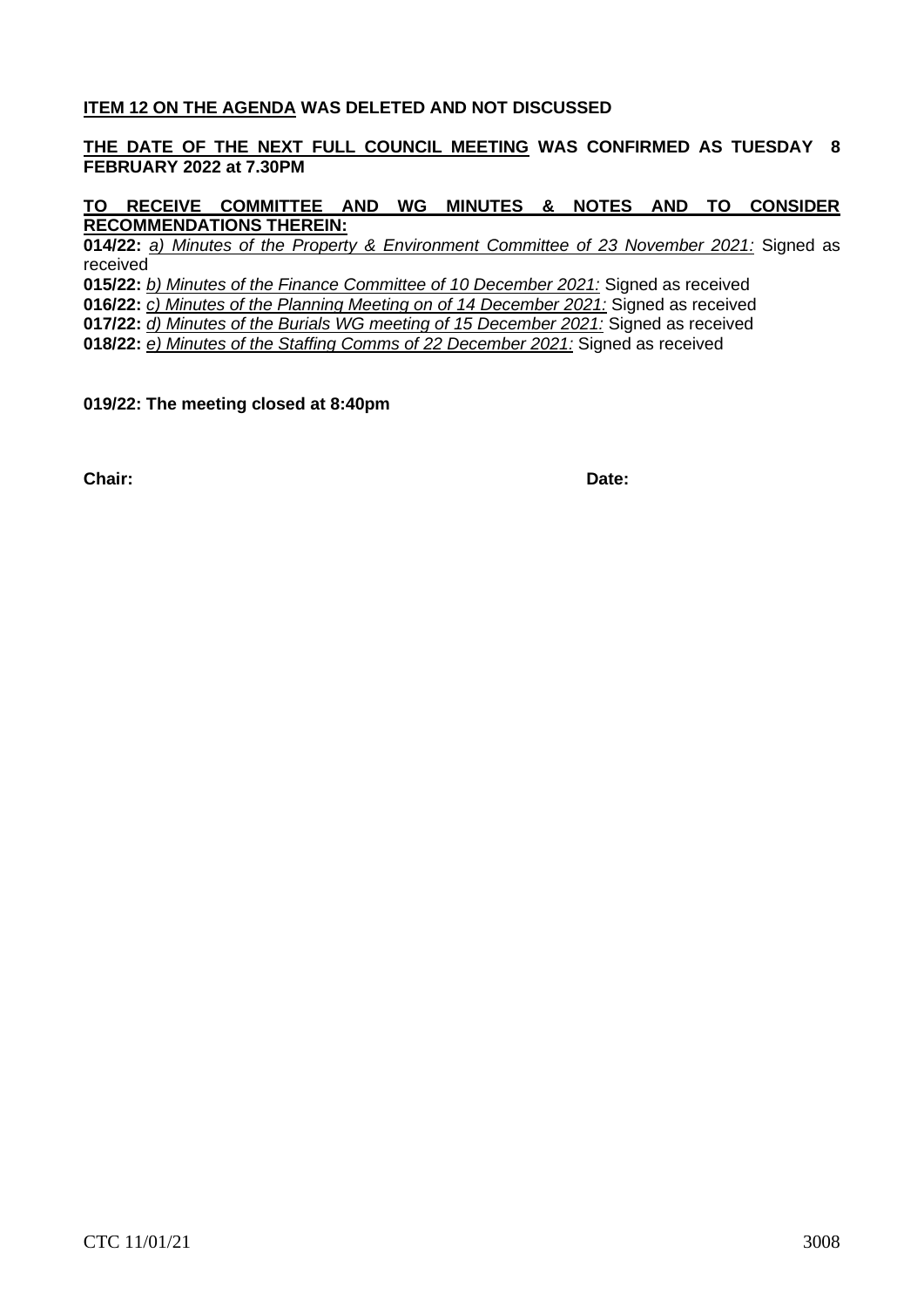**<u>ITEM 12 ON THE AGENDA</u> WAS DELETED AND NOT DISCUSSED**

**<u>THE DATE OF THE NEXT FULL COUNCIL MEETING</u> WAS CONFIRMED AS TUESDAY 8 FEBRUARY 2022 at 7.30PM**

**<u>TO RECEIVE COMMITTEE AND WG MINUTES & NOTES AND TO CONSIDER RECOMMENDATIONS THEREIN:</u>**

**014/22:** *<u>a) Minutes of the Property & Environment Committee of 23 November 2021:</u>* Signed as received

**015/22:** *<u>b) Minutes of the Finance Committee of 10 December 2021:</u>* Signed as received

**016/22:** *<u>c) Minutes of the Planning Meeting on of 14 December 2021:</u>* Signed as received

**017/22:** *<u>d) Minutes of the Burials WG meeting of 15 December 2021:</u>* Signed as received

**018/22:** *<u>e) Minutes of the Staffing Comms of 22 December 2021:</u>* Signed as received

**019/22: The meeting closed at 8:40pm**

**Chair:** **Date:**